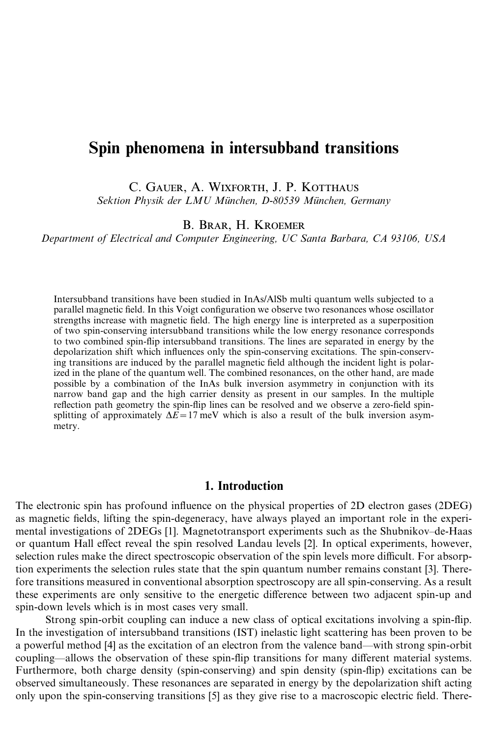# Spin phenomena in intersubband transitions

C. Gauer, A. Wixforth, J. P. Kotthaus

*Sektion Physik der LMU München, D-80539 München, Germany*

B. Brar, H. Kroemer

*Department of Electrical and Computer Engineering, UC Santa Barbara, CA 93106, USA*

Intersubband transitions have been studied in InAs/AlSb multi quantum wells subjected to a parallel magnetic field. In this Voigt configuration we observe two resonances whose oscillator strengths increase with magnetic field. The high energy line is interpreted as a superposition of two spin-conserving intersubband transitions while the low energy resonance corresponds to two combined spin-flip intersubband transitions. The lines are separated in energy by the depolarization shift which influences only the spin-conserving excitations. The spin-conserving transitions are induced by the parallel magnetic field although the incident light is polarized in the plane of the quantum well. The combined resonances, on the other hand, are made possible by a combination of the InAs bulk inversion asymmetry in conjunction with its narrow band gap and the high carrier density as present in our samples. In the multiple reflection path geometry the spin-flip lines can be resolved and we observe a zero-field spin-splitting of approximately $\Delta E = 17$ meV which is also a result of the bulk inversion asymmetry.

## 1. Introduction

The electronic spin has profound influence on the physical properties of 2D electron gases (2DEG) as magnetic fields, lifting the spin-degeneracy, have always played an important role in the experimental investigations of 2DEGs [1]. Magnetotransport experiments such as the Shubnikov–de-Haas or quantum Hall effect reveal the spin resolved Landau levels [2]. In optical experiments, however, selection rules make the direct spectroscopic observation of the spin levels more difficult. For absorption experiments the selection rules state that the spin quantum number remains constant [3]. Therefore transitions measured in conventional absorption spectroscopy are all spin-conserving. As a result these experiments are only sensitive to the energetic difference between two adjacent spin-up and spin-down levels which is in most cases very small.

Strong spin-orbit coupling can induce a new class of optical excitations involving a spin-flip. In the investigation of intersubband transitions (IST) inelastic light scattering has been proven to be a powerful method [4] as the excitation of an electron from the valence band—with strong spin-orbit coupling—allows the observation of these spin-flip transitions for many different material systems. Furthermore, both charge density (spin-conserving) and spin density (spin-flip) excitations can be observed simultaneously. These resonances are separated in energy by the depolarization shift acting only upon the spin-conserving transitions [5] as they give rise to a macroscopic electric field. There-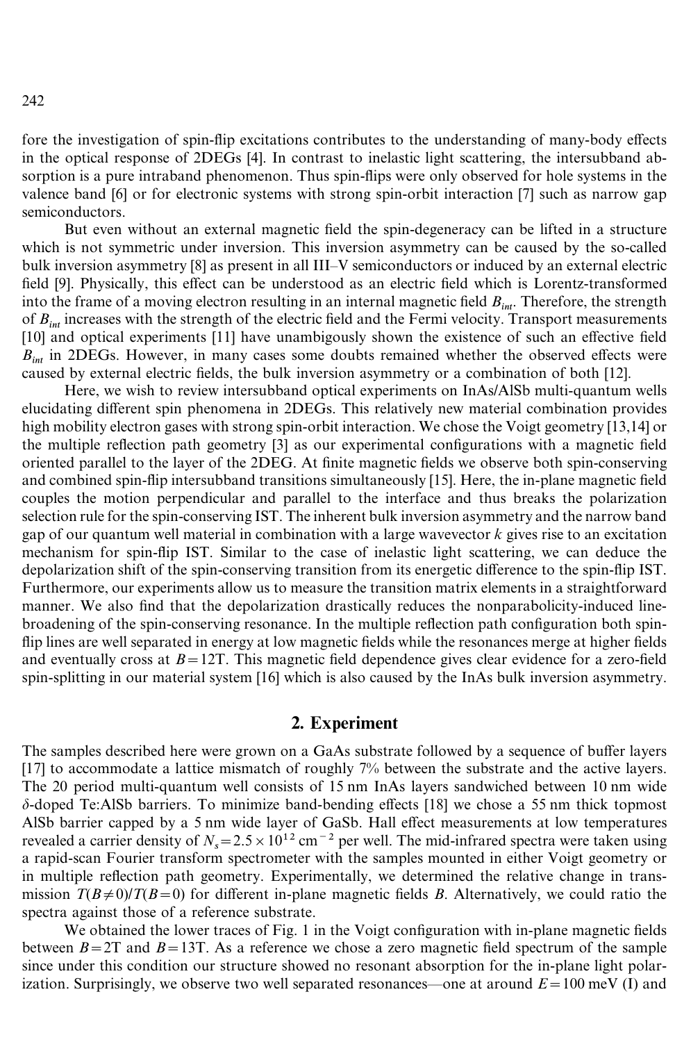fore the investigation of spin-flip excitations contributes to the understanding of many-body effects in the optical response of 2DEGs [4]. In contrast to inelastic light scattering, the intersubband absorption is a pure intraband phenomenon. Thus spin-flips were only observed for hole systems in the valence band [6] or for electronic systems with strong spin-orbit interaction [7] such as narrow gap semiconductors.

But even without an external magnetic field the spin-degeneracy can be lifted in a structure which is not symmetric under inversion. This inversion asymmetry can be caused by the so-called bulk inversion asymmetry [8] as present in all III–V semiconductors or induced by an external electric field [9]. Physically, this effect can be understood as an electric field which is Lorentz-transformed into the frame of a moving electron resulting in an internal magnetic field $B_{int}$. Therefore, the strength of $B_{int}$ increases with the strength of the electric field and the Fermi velocity. Transport measurements [10] and optical experiments [11] have unambigously shown the existence of such an effective field $B_{int}$ in 2DEGs. However, in many cases some doubts remained whether the observed effects were caused by external electric fields, the bulk inversion asymmetry or a combination of both [12].

Here, we wish to review intersubband optical experiments on InAs/AlSb multi-quantum wells elucidating different spin phenomena in 2DEGs. This relatively new material combination provides high mobility electron gases with strong spin-orbit interaction. We chose the Voigt geometry [13,14] or the multiple reflection path geometry [3] as our experimental configurations with a magnetic field oriented parallel to the layer of the 2DEG. At finite magnetic fields we observe both spin-conserving and combined spin-flip intersubband transitions simultaneously [15]. Here, the in-plane magnetic field couples the motion perpendicular and parallel to the interface and thus breaks the polarization selection rule for the spin-conserving IST. The inherent bulk inversion asymmetry and the narrow band gap of our quantum well material in combination with a large wavevector $k$ gives rise to an excitation mechanism for spin-flip IST. Similar to the case of inelastic light scattering, we can deduce the depolarization shift of the spin-conserving transition from its energetic difference to the spin-flip IST. Furthermore, our experiments allow us to measure the transition matrix elements in a straightforward manner. We also find that the depolarization drastically reduces the nonparabolicity-induced line-broadening of the spin-conserving resonance. In the multiple reflection path configuration both spin-flip lines are well separated in energy at low magnetic fields while the resonances merge at higher fields and eventually cross at $B = 12$T. This magnetic field dependence gives clear evidence for a zero-field spin-splitting in our material system [16] which is also caused by the InAs bulk inversion asymmetry.

## 2. Experiment

The samples described here were grown on a GaAs substrate followed by a sequence of buffer layers [17] to accommodate a lattice mismatch of roughly 7% between the substrate and the active layers. The 20 period multi-quantum well consists of 15 nm InAs layers sandwiched between 10 nm wide $\delta$-doped Te:AlSb barriers. To minimize band-bending effects [18] we chose a 55 nm thick topmost AlSb barrier capped by a 5 nm wide layer of GaSb. Hall effect measurements at low temperatures revealed a carrier density of $N_s = 2.5 \times 10^{12}\,\mathrm{cm}^{-2}$ per well. The mid-infrared spectra were taken using a rapid-scan Fourier transform spectrometer with the samples mounted in either Voigt geometry or in multiple reflection path geometry. Experimentally, we determined the relative change in transmission $T(B \neq 0)/T(B = 0)$ for different in-plane magnetic fields $B$. Alternatively, we could ratio the spectra against those of a reference substrate.

We obtained the lower traces of Fig. 1 in the Voigt configuration with in-plane magnetic fields between $B = 2$T and $B = 13$T. As a reference we chose a zero magnetic field spectrum of the sample since under this condition our structure showed no resonant absorption for the in-plane light polarization. Surprisingly, we observe two well separated resonances—one at around $E = 100$ meV (I) and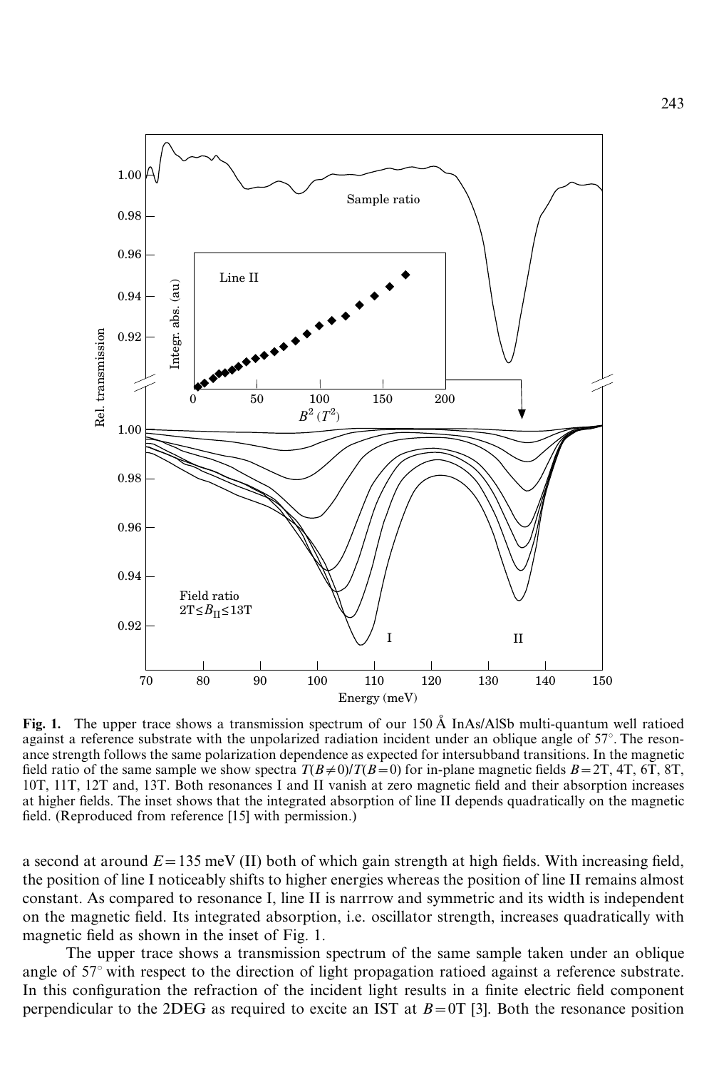Rel. transmission

1.00
0.98
0.96
0.94
0.92

Sample ratio

Line II

Integr. abs. (au)

0
50
100
150
200

$B^2$ ($T^2$)

1.00
0.98
0.96
0.94
0.92

Field ratio
$2T \leq B_{II} \leq 13T$

I
II

70
80
90
100
110
120
130
140
150

Energy (meV)

**Fig. 1.** The upper trace shows a transmission spectrum of our 150 Å InAs/AlSb multi-quantum well ratioed against a reference substrate with the unpolarized radiation incident under an oblique angle of 57°. The resonance strength follows the same polarization dependence as expected for intersubband transitions. In the magnetic field ratio of the same sample we show spectra $T(B \neq 0)/T(B=0)$ for in-plane magnetic fields $B = 2T$, 4T, 6T, 8T, 10T, 11T, 12T and, 13T. Both resonances I and II vanish at zero magnetic field and their absorption increases at higher fields. The inset shows that the integrated absorption of line II depends quadratically on the magnetic field. (Reproduced from reference [15] with permission.)

a second at around $E = 135$ meV (II) both of which gain strength at high fields. With increasing field, the position of line I noticeably shifts to higher energies whereas the position of line II remains almost constant. As compared to resonance I, line II is narrrow and symmetric and its width is independent on the magnetic field. Its integrated absorption, i.e. oscillator strength, increases quadratically with magnetic field as shown in the inset of Fig. 1.

The upper trace shows a transmission spectrum of the same sample taken under an oblique angle of 57° with respect to the direction of light propagation ratioed against a reference substrate. In this configuration the refraction of the incident light results in a finite electric field component perpendicular to the 2DEG as required to excite an IST at $B = 0$T [3]. Both the resonance position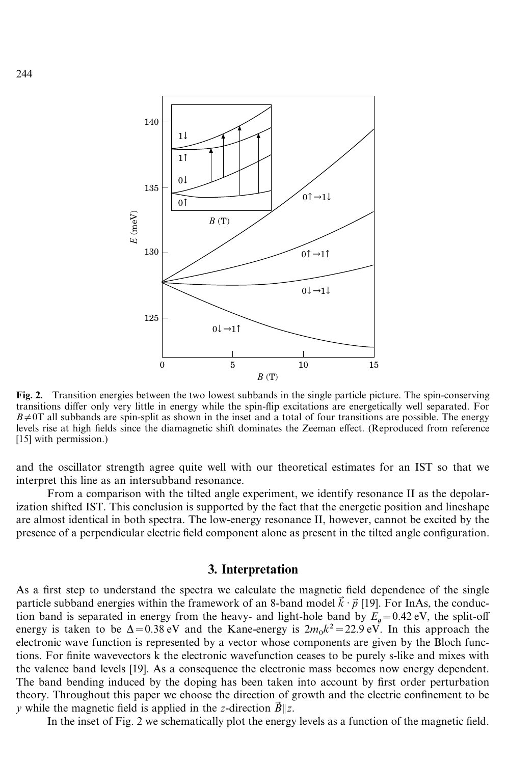140

135

130

125

0

5

10

15

$E$ (meV)

$B$ (T)

1↓

1↑

0↓

0↑

$B$ (T)

0↑→1↓

0↑→1↑

0↓→1↓

0↓→1↑

**Fig. 2.** Transition energies between the two lowest subbands in the single particle picture. The spin-conserving transitions differ only very little in energy while the spin-flip excitations are energetically well separated. For $B \neq 0$T all subbands are spin-split as shown in the inset and a total of four transitions are possible. The energy levels rise at high fields since the diamagnetic shift dominates the Zeeman effect. (Reproduced from reference [15] with permission.)

and the oscillator strength agree quite well with our theoretical estimates for an IST so that we interpret this line as an intersubband resonance.

From a comparison with the tilted angle experiment, we identify resonance II as the depolarization shifted IST. This conclusion is supported by the fact that the energetic position and lineshape are almost identical in both spectra. The low-energy resonance II, however, cannot be excited by the presence of a perpendicular electric field component alone as present in the tilted angle configuration.

## 3. Interpretation

As a first step to understand the spectra we calculate the magnetic field dependence of the single particle subband energies within the framework of an 8-band model $\vec{k} \cdot \vec{p}$ [19]. For InAs, the conduction band is separated in energy from the heavy- and light-hole band by $E_g = 0.42$ eV, the split-off energy is taken to be $\Delta = 0.38$ eV and the Kane-energy is $2m_0k^2 = 22.9$ eV. In this approach the electronic wave function is represented by a vector whose components are given by the Bloch functions. For finite wavevectors k the electronic wavefunction ceases to be purely s-like and mixes with the valence band levels [19]. As a consequence the electronic mass becomes now energy dependent. The band bending induced by the doping has been taken into account by first order perturbation theory. Throughout this paper we choose the direction of growth and the electric confinement to be $y$ while the magnetic field is applied in the $z$-direction $\vec{B} \| z$.

In the inset of Fig. 2 we schematically plot the energy levels as a function of the magnetic field.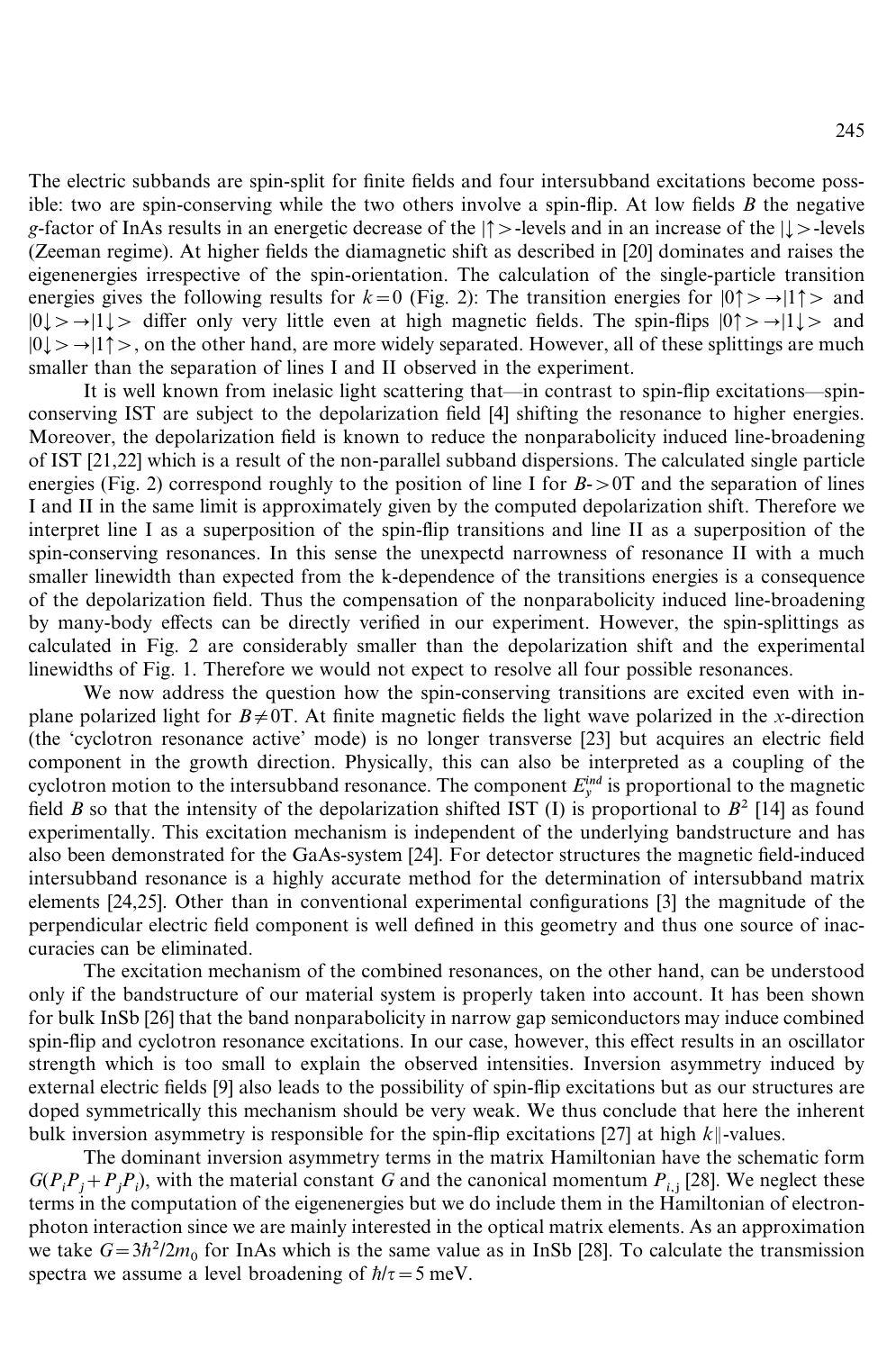The electric subbands are spin-split for finite fields and four intersubband excitations become possible: two are spin-conserving while the two others involve a spin-flip. At low fields $B$ the negative $g$-factor of InAs results in an energetic decrease of the $|\uparrow\rangle$-levels and in an increase of the $|\downarrow\rangle$-levels (Zeeman regime). At higher fields the diamagnetic shift as described in [20] dominates and raises the eigenenergies irrespective of the spin-orientation. The calculation of the single-particle transition energies gives the following results for $k=0$ (Fig. 2): The transition energies for $|0\uparrow\rangle \rightarrow |1\uparrow\rangle$ and $|0\downarrow\rangle \rightarrow |1\downarrow\rangle$ differ only very little even at high magnetic fields. The spin-flips $|0\uparrow\rangle \rightarrow |1\downarrow\rangle$ and $|0\downarrow\rangle \rightarrow |1\uparrow\rangle$, on the other hand, are more widely separated. However, all of these splittings are much smaller than the separation of lines I and II observed in the experiment.

It is well known from inelasic light scattering that—in contrast to spin-flip excitations—spin-conserving IST are subject to the depolarization field [4] shifting the resonance to higher energies. Moreover, the depolarization field is known to reduce the nonparabolicity induced line-broadening of IST [21,22] which is a result of the non-parallel subband dispersions. The calculated single particle energies (Fig. 2) correspond roughly to the position of line I for $B$->0T and the separation of lines I and II in the same limit is approximately given by the computed depolarization shift. Therefore we interpret line I as a superposition of the spin-flip transitions and line II as a superposition of the spin-conserving resonances. In this sense the unexpectd narrowness of resonance II with a much smaller linewidth than expected from the k-dependence of the transitions energies is a consequence of the depolarization field. Thus the compensation of the nonparabolicity induced line-broadening by many-body effects can be directly verified in our experiment. However, the spin-splittings as calculated in Fig. 2 are considerably smaller than the depolarization shift and the experimental linewidths of Fig. 1. Therefore we would not expect to resolve all four possible resonances.

We now address the question how the spin-conserving transitions are excited even with in-plane polarized light for $B \neq 0$T. At finite magnetic fields the light wave polarized in the $x$-direction (the 'cyclotron resonance active' mode) is no longer transverse [23] but acquires an electric field component in the growth direction. Physically, this can also be interpreted as a coupling of the cyclotron motion to the intersubband resonance. The component $E_y^{ind}$ is proportional to the magnetic field $B$ so that the intensity of the depolarization shifted IST (I) is proportional to $B^2$ [14] as found experimentally. This excitation mechanism is independent of the underlying bandstructure and has also been demonstrated for the GaAs-system [24]. For detector structures the magnetic field-induced intersubband resonance is a highly accurate method for the determination of intersubband matrix elements [24,25]. Other than in conventional experimental configurations [3] the magnitude of the perpendicular electric field component is well defined in this geometry and thus one source of inaccuracies can be eliminated.

The excitation mechanism of the combined resonances, on the other hand, can be understood only if the bandstructure of our material system is properly taken into account. It has been shown for bulk InSb [26] that the band nonparabolicity in narrow gap semiconductors may induce combined spin-flip and cyclotron resonance excitations. In our case, however, this effect results in an oscillator strength which is too small to explain the observed intensities. Inversion asymmetry induced by external electric fields [9] also leads to the possibility of spin-flip excitations but as our structures are doped symmetrically this mechanism should be very weak. We thus conclude that here the inherent bulk inversion asymmetry is responsible for the spin-flip excitations [27] at high $k\|$-values.

The dominant inversion asymmetry terms in the matrix Hamiltonian have the schematic form $G(P_iP_j+P_jP_i)$, with the material constant $G$ and the canonical momentum $P_{i,j}$ [28]. We neglect these terms in the computation of the eigenenergies but we do include them in the Hamiltonian of electron-photon interaction since we are mainly interested in the optical matrix elements. As an approximation we take $G=3\hbar^2/2m_0$ for InAs which is the same value as in InSb [28]. To calculate the transmission spectra we assume a level broadening of $\hbar/\tau=5$ meV.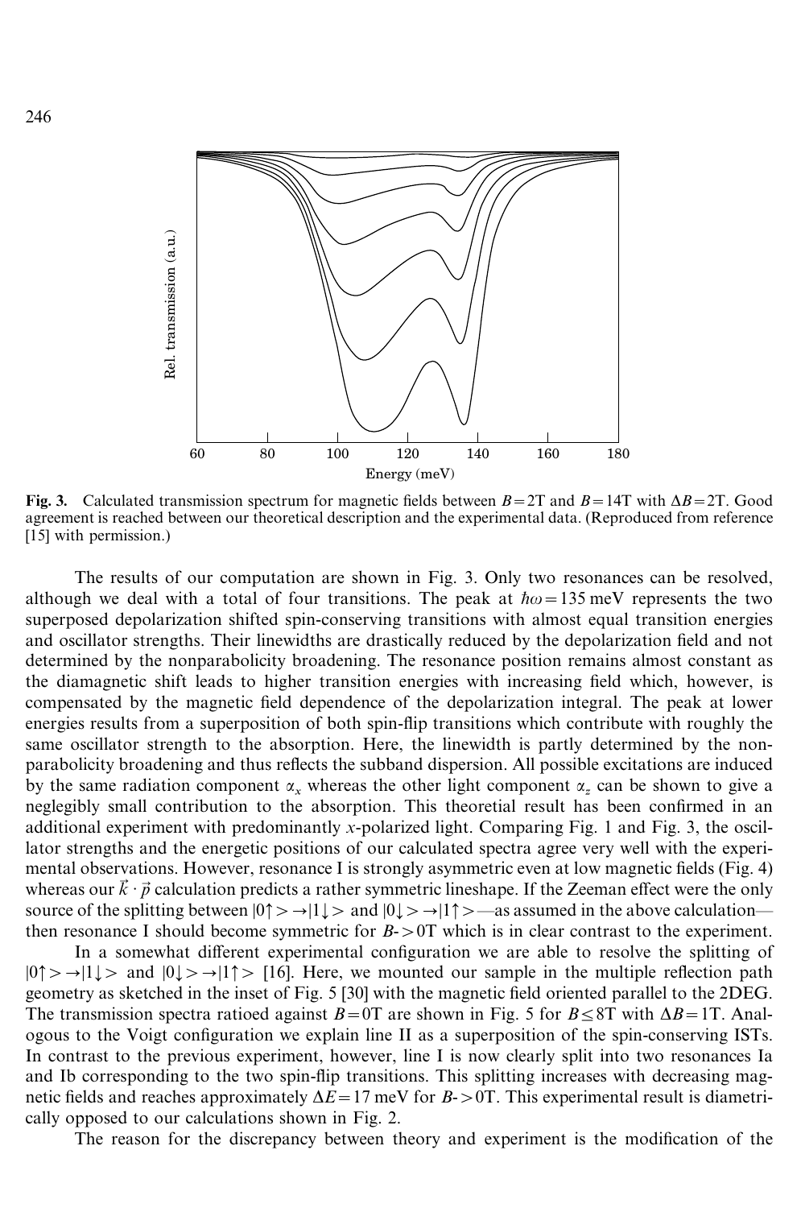Rel. transmission (a.u.)

60 80 100 120 140 160 180

Energy (meV)

**Fig. 3.** Calculated transmission spectrum for magnetic fields between $B = 2$T and $B = 14$T with $\Delta B = 2$T. Good agreement is reached between our theoretical description and the experimental data. (Reproduced from reference [15] with permission.)

The results of our computation are shown in Fig. 3. Only two resonances can be resolved, although we deal with a total of four transitions. The peak at $\hbar\omega = 135$ meV represents the two superposed depolarization shifted spin-conserving transitions with almost equal transition energies and oscillator strengths. Their linewidths are drastically reduced by the depolarization field and not determined by the nonparabolicity broadening. The resonance position remains almost constant as the diamagnetic shift leads to higher transition energies with increasing field which, however, is compensated by the magnetic field dependence of the depolarization integral. The peak at lower energies results from a superposition of both spin-flip transitions which contribute with roughly the same oscillator strength to the absorption. Here, the linewidth is partly determined by the non-parabolicity broadening and thus reflects the subband dispersion. All possible excitations are induced by the same radiation component $\alpha_x$ whereas the other light component $\alpha_z$ can be shown to give a neglegibly small contribution to the absorption. This theoretial result has been confirmed in an additional experiment with predominantly $x$-polarized light. Comparing Fig. 1 and Fig. 3, the oscillator strengths and the energetic positions of our calculated spectra agree very well with the experimental observations. However, resonance I is strongly asymmetric even at low magnetic fields (Fig. 4) whereas our $\vec{k} \cdot \vec{p}$ calculation predicts a rather symmetric lineshape. If the Zeeman effect were the only source of the splitting between $|0\uparrow> \to |1\downarrow>$ and $|0\downarrow> \to |1\uparrow>$—as assumed in the above calculation—then resonance I should become symmetric for $B$->0T which is in clear contrast to the experiment.

In a somewhat different experimental configuration we are able to resolve the splitting of $|0\uparrow> \to |1\downarrow>$ and $|0\downarrow> \to |1\uparrow>$ [16]. Here, we mounted our sample in the multiple reflection path geometry as sketched in the inset of Fig. 5 [30] with the magnetic field oriented parallel to the 2DEG. The transmission spectra ratioed against $B = 0$T are shown in Fig. 5 for $B \leq 8$T with $\Delta B = 1$T. Analogous to the Voigt configuration we explain line II as a superposition of the spin-conserving ISTs. In contrast to the previous experiment, however, line I is now clearly split into two resonances Ia and Ib corresponding to the two spin-flip transitions. This splitting increases with decreasing magnetic fields and reaches approximately $\Delta E = 17$ meV for $B$->0T. This experimental result is diametrically opposed to our calculations shown in Fig. 2.

The reason for the discrepancy between theory and experiment is the modification of the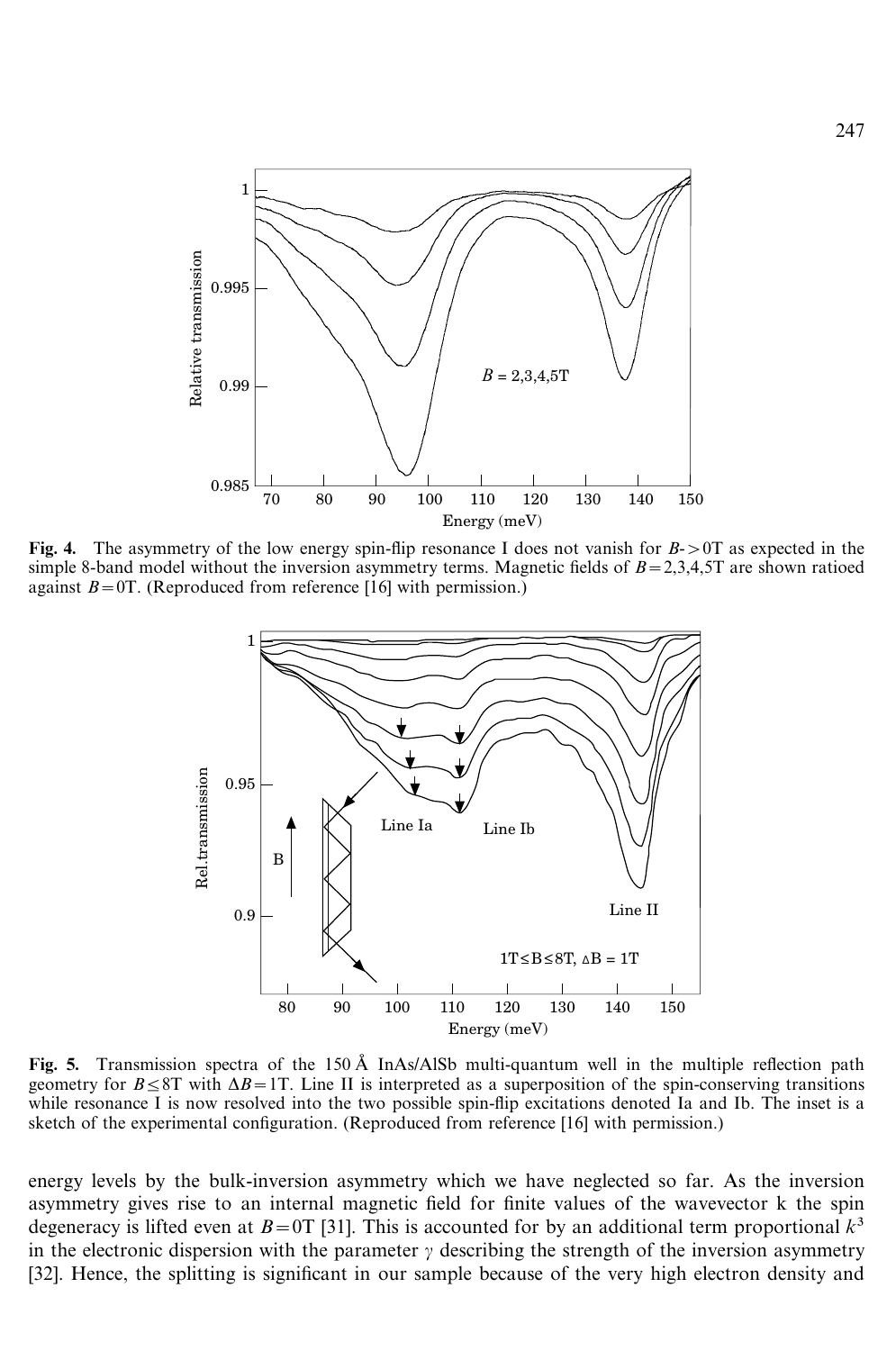1

0.995

0.99

0.985

Relative transmission

70 80 90 100 110 120 130 140 150

Energy (meV)

$B$ = 2,3,4,5T

**Fig. 4.** The asymmetry of the low energy spin-flip resonance I does not vanish for $B\text{-}>0$T as expected in the simple 8-band model without the inversion asymmetry terms. Magnetic fields of $B=2,3,4,5$T are shown ratioed against $B=0$T. (Reproduced from reference [16] with permission.)

1

0.95

0.9

Rel.transmission

80 90 100 110 120 130 140 150

Energy (meV)

B

Line Ia

Line Ib

Line II

1T≤B≤8T, ΔB = 1T

**Fig. 5.** Transmission spectra of the 150 Å InAs/AlSb multi-quantum well in the multiple reflection path geometry for $B\leq 8$T with $\Delta B=1$T. Line II is interpreted as a superposition of the spin-conserving transitions while resonance I is now resolved into the two possible spin-flip excitations denoted Ia and Ib. The inset is a sketch of the experimental configuration. (Reproduced from reference [16] with permission.)

energy levels by the bulk-inversion asymmetry which we have neglected so far. As the inversion asymmetry gives rise to an internal magnetic field for finite values of the wavevector k the spin degeneracy is lifted even at $B=0$T [31]. This is accounted for by an additional term proportional $k^3$ in the electronic dispersion with the parameter $\gamma$ describing the strength of the inversion asymmetry [32]. Hence, the splitting is significant in our sample because of the very high electron density and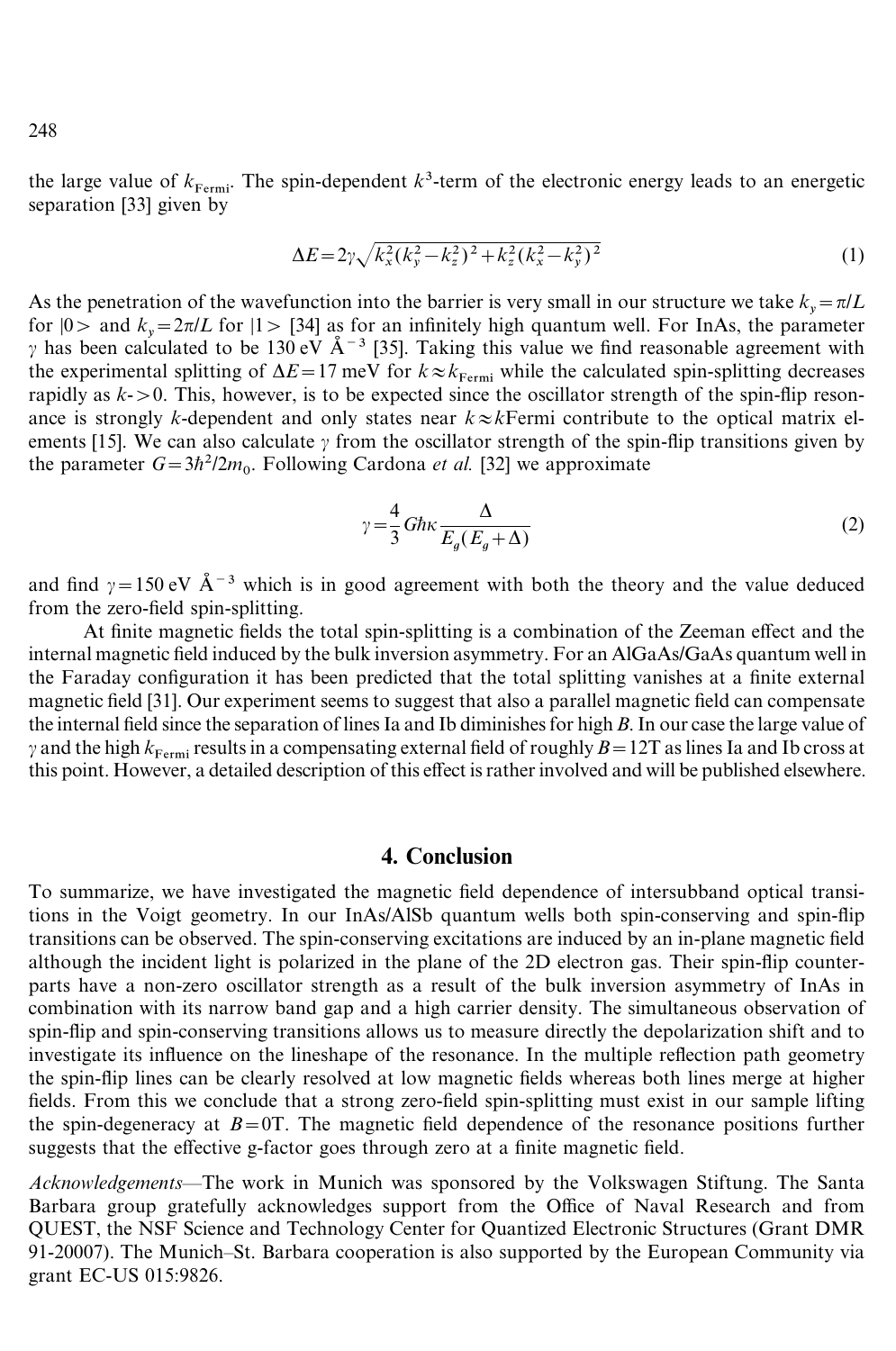the large value of $k_{\mathrm{Fermi}}$. The spin-dependent $k^3$-term of the electronic energy leads to an energetic separation [33] given by

$$\Delta E = 2\gamma\sqrt{k_x^2(k_y^2 - k_z^2)^2 + k_z^2(k_x^2 - k_y^2)^2} \tag{1}$$

As the penetration of the wavefunction into the barrier is very small in our structure we take $k_y = \pi/L$ for $|0>$ and $k_y = 2\pi/L$ for $|1>$ [34] as for an infinitely high quantum well. For InAs, the parameter $\gamma$ has been calculated to be 130 eV Å$^{-3}$ [35]. Taking this value we find reasonable agreement with the experimental splitting of $\Delta E = 17$ meV for $k \approx k_{\mathrm{Fermi}}$ while the calculated spin-splitting decreases rapidly as $k\text{-}>0$. This, however, is to be expected since the oscillator strength of the spin-flip resonance is strongly $k$-dependent and only states near $k \approx k$Fermi contribute to the optical matrix elements [15]. We can also calculate $\gamma$ from the oscillator strength of the spin-flip transitions given by the parameter $G = 3\hbar^2/2m_0$. Following Cardona *et al.* [32] we approximate

$$\gamma = \frac{4}{3} G\hbar\kappa \frac{\Delta}{E_g(E_g + \Delta)} \tag{2}$$

and find $\gamma = 150$ eV Å$^{-3}$ which is in good agreement with both the theory and the value deduced from the zero-field spin-splitting.

At finite magnetic fields the total spin-splitting is a combination of the Zeeman effect and the internal magnetic field induced by the bulk inversion asymmetry. For an AlGaAs/GaAs quantum well in the Faraday configuration it has been predicted that the total splitting vanishes at a finite external magnetic field [31]. Our experiment seems to suggest that also a parallel magnetic field can compensate the internal field since the separation of lines Ia and Ib diminishes for high $B$. In our case the large value of $\gamma$ and the high $k_{\mathrm{Fermi}}$ results in a compensating external field of roughly $B = 12$T as lines Ia and Ib cross at this point. However, a detailed description of this effect is rather involved and will be published elsewhere.

## 4. Conclusion

To summarize, we have investigated the magnetic field dependence of intersubband optical transitions in the Voigt geometry. In our InAs/AlSb quantum wells both spin-conserving and spin-flip transitions can be observed. The spin-conserving excitations are induced by an in-plane magnetic field although the incident light is polarized in the plane of the 2D electron gas. Their spin-flip counterparts have a non-zero oscillator strength as a result of the bulk inversion asymmetry of InAs in combination with its narrow band gap and a high carrier density. The simultaneous observation of spin-flip and spin-conserving transitions allows us to measure directly the depolarization shift and to investigate its influence on the lineshape of the resonance. In the multiple reflection path geometry the spin-flip lines can be clearly resolved at low magnetic fields whereas both lines merge at higher fields. From this we conclude that a strong zero-field spin-splitting must exist in our sample lifting the spin-degeneracy at $B = 0$T. The magnetic field dependence of the resonance positions further suggests that the effective g-factor goes through zero at a finite magnetic field.

*Acknowledgements*—The work in Munich was sponsored by the Volkswagen Stiftung. The Santa Barbara group gratefully acknowledges support from the Office of Naval Research and from QUEST, the NSF Science and Technology Center for Quantized Electronic Structures (Grant DMR 91-20007). The Munich–St. Barbara cooperation is also supported by the European Community via grant EC-US 015:9826.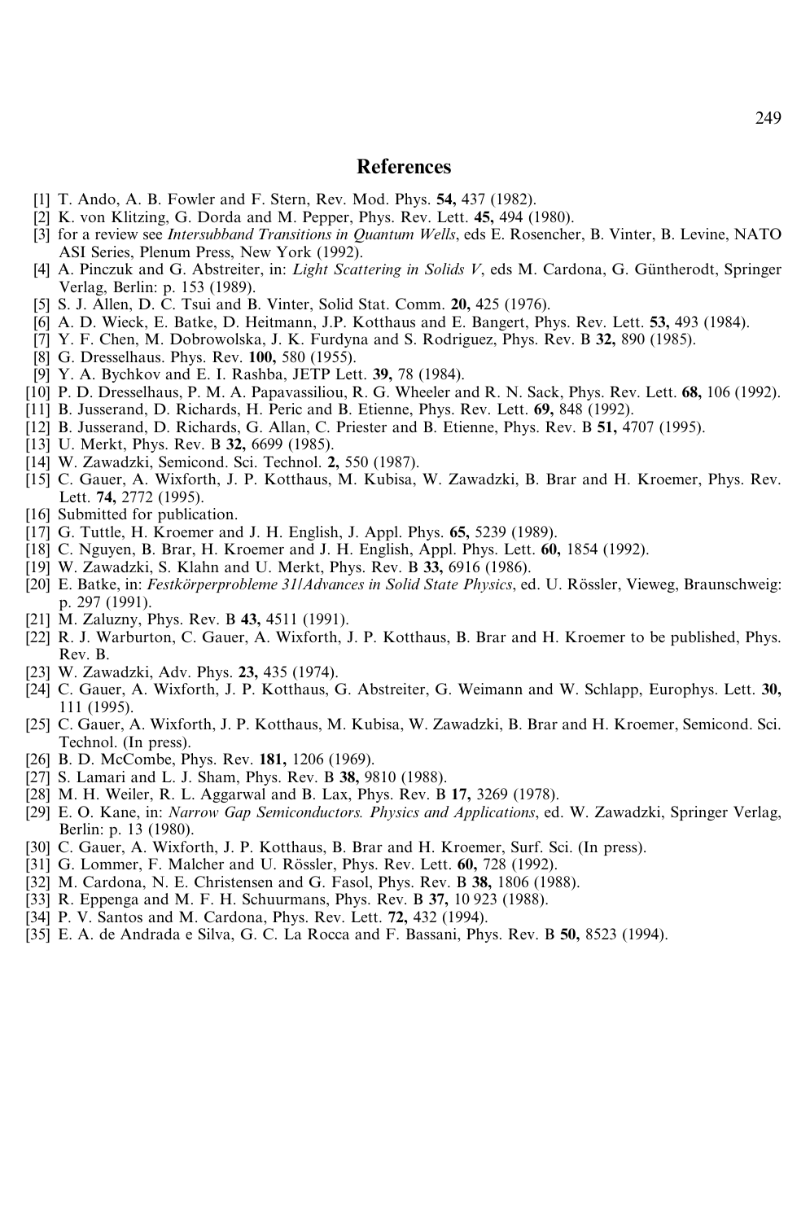# References

[1] T. Ando, A. B. Fowler and F. Stern, Rev. Mod. Phys. **54,** 437 (1982).
[2] K. von Klitzing, G. Dorda and M. Pepper, Phys. Rev. Lett. **45,** 494 (1980).
[3] for a review see *Intersubband Transitions in Quantum Wells*, eds E. Rosencher, B. Vinter, B. Levine, NATO ASI Series, Plenum Press, New York (1992).
[4] A. Pinczuk and G. Abstreiter, in: *Light Scattering in Solids V*, eds M. Cardona, G. Güntherodt, Springer Verlag, Berlin: p. 153 (1989).
[5] S. J. Allen, D. C. Tsui and B. Vinter, Solid Stat. Comm. **20,** 425 (1976).
[6] A. D. Wieck, E. Batke, D. Heitmann, J.P. Kotthaus and E. Bangert, Phys. Rev. Lett. **53,** 493 (1984).
[7] Y. F. Chen, M. Dobrowolska, J. K. Furdyna and S. Rodriguez, Phys. Rev. B **32,** 890 (1985).
[8] G. Dresselhaus. Phys. Rev. **100,** 580 (1955).
[9] Y. A. Bychkov and E. I. Rashba, JETP Lett. **39,** 78 (1984).
[10] P. D. Dresselhaus, P. M. A. Papavassiliou, R. G. Wheeler and R. N. Sack, Phys. Rev. Lett. **68,** 106 (1992).
[11] B. Jusserand, D. Richards, H. Peric and B. Etienne, Phys. Rev. Lett. **69,** 848 (1992).
[12] B. Jusserand, D. Richards, G. Allan, C. Priester and B. Etienne, Phys. Rev. B **51,** 4707 (1995).
[13] U. Merkt, Phys. Rev. B **32,** 6699 (1985).
[14] W. Zawadzki, Semicond. Sci. Technol. **2,** 550 (1987).
[15] C. Gauer, A. Wixforth, J. P. Kotthaus, M. Kubisa, W. Zawadzki, B. Brar and H. Kroemer, Phys. Rev. Lett. **74,** 2772 (1995).
[16] Submitted for publication.
[17] G. Tuttle, H. Kroemer and J. H. English, J. Appl. Phys. **65,** 5239 (1989).
[18] C. Nguyen, B. Brar, H. Kroemer and J. H. English, Appl. Phys. Lett. **60,** 1854 (1992).
[19] W. Zawadzki, S. Klahn and U. Merkt, Phys. Rev. B **33,** 6916 (1986).
[20] E. Batke, in: *Festkörperprobleme 31/Advances in Solid State Physics*, ed. U. Rössler, Vieweg, Braunschweig: p. 297 (1991).
[21] M. Zaluzny, Phys. Rev. B **43,** 4511 (1991).
[22] R. J. Warburton, C. Gauer, A. Wixforth, J. P. Kotthaus, B. Brar and H. Kroemer to be published, Phys. Rev. B.
[23] W. Zawadzki, Adv. Phys. **23,** 435 (1974).
[24] C. Gauer, A. Wixforth, J. P. Kotthaus, G. Abstreiter, G. Weimann and W. Schlapp, Europhys. Lett. **30,** 111 (1995).
[25] C. Gauer, A. Wixforth, J. P. Kotthaus, M. Kubisa, W. Zawadzki, B. Brar and H. Kroemer, Semicond. Sci. Technol. (In press).
[26] B. D. McCombe, Phys. Rev. **181,** 1206 (1969).
[27] S. Lamari and L. J. Sham, Phys. Rev. B **38,** 9810 (1988).
[28] M. H. Weiler, R. L. Aggarwal and B. Lax, Phys. Rev. B **17,** 3269 (1978).
[29] E. O. Kane, in: *Narrow Gap Semiconductors. Physics and Applications*, ed. W. Zawadzki, Springer Verlag, Berlin: p. 13 (1980).
[30] C. Gauer, A. Wixforth, J. P. Kotthaus, B. Brar and H. Kroemer, Surf. Sci. (In press).
[31] G. Lommer, F. Malcher and U. Rössler, Phys. Rev. Lett. **60,** 728 (1992).
[32] M. Cardona, N. E. Christensen and G. Fasol, Phys. Rev. B **38,** 1806 (1988).
[33] R. Eppenga and M. F. H. Schuurmans, Phys. Rev. B **37,** 10 923 (1988).
[34] P. V. Santos and M. Cardona, Phys. Rev. Lett. **72,** 432 (1994).
[35] E. A. de Andrada e Silva, G. C. La Rocca and F. Bassani, Phys. Rev. B **50,** 8523 (1994).